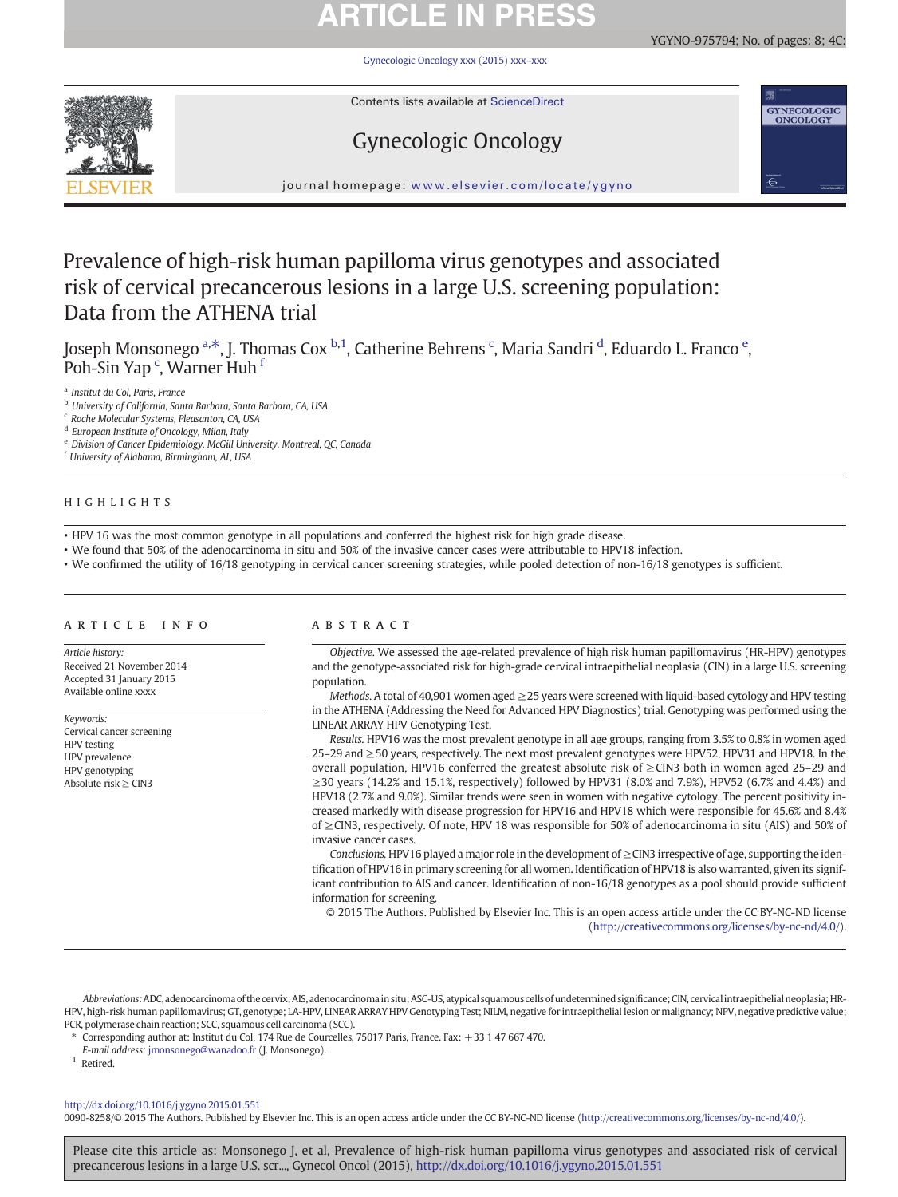# Prevalence of high-risk human papilloma virus genotypes and associated risk of cervical precancerous lesions in a large U.S. screening population: Data from the ATHENA trial

Joseph Monsonego [a,*], J. Thomas Cox [b,1], Catherine Behrens [c], Maria Sandri [d], Eduardo L. Franco [e], Poh-Sin Yap [c], Warner Huh [f]

[a] Institut du Col, Paris, France
[b] University of California, Santa Barbara, Santa Barbara, CA, USA
[c] Roche Molecular Systems, Pleasanton, CA, USA
[d] European Institute of Oncology, Milan, Italy
[e] Division of Cancer Epidemiology, McGill University, Montreal, QC, Canada
[f] University of Alabama, Birmingham, AL, USA

## HIGHLIGHTS

- HPV 16 was the most common genotype in all populations and conferred the highest risk for high grade disease.
- We found that 50% of the adenocarcinoma in situ and 50% of the invasive cancer cases were attributable to HPV18 infection.
- We confirmed the utility of 16/18 genotyping in cervical cancer screening strategies, while pooled detection of non-16/18 genotypes is sufficient.

## ARTICLE INFO

*Article history:*
Received 21 November 2014
Accepted 31 January 2015
Available online xxxx

*Keywords:*
Cervical cancer screening
HPV testing
HPV prevalence
HPV genotyping
Absolute risk ≥ CIN3

## ABSTRACT

*Objective.* We assessed the age-related prevalence of high risk human papillomavirus (HR-HPV) genotypes and the genotype-associated risk for high-grade cervical intraepithelial neoplasia (CIN) in a large U.S. screening population.

*Methods.* A total of 40,901 women aged ≥25 years were screened with liquid-based cytology and HPV testing in the ATHENA (Addressing the Need for Advanced HPV Diagnostics) trial. Genotyping was performed using the LINEAR ARRAY HPV Genotyping Test.

*Results.* HPV16 was the most prevalent genotype in all age groups, ranging from 3.5% to 0.8% in women aged 25–29 and ≥50 years, respectively. The next most prevalent genotypes were HPV52, HPV31 and HPV18. In the overall population, HPV16 conferred the greatest absolute risk of ≥CIN3 both in women aged 25–29 and ≥30 years (14.2% and 15.1%, respectively) followed by HPV31 (8.0% and 7.9%), HPV52 (6.7% and 4.4%) and HPV18 (2.7% and 9.0%). Similar trends were seen in women with negative cytology. The percent positivity increased markedly with disease progression for HPV16 and HPV18 which were responsible for 45.6% and 8.4% of ≥CIN3, respectively. Of note, HPV 18 was responsible for 50% of adenocarcinoma in situ (AIS) and 50% of invasive cancer cases.

*Conclusions.* HPV16 played a major role in the development of ≥CIN3 irrespective of age, supporting the identification of HPV16 in primary screening for all women. Identification of HPV18 is also warranted, given its significant contribution to AIS and cancer. Identification of non-16/18 genotypes as a pool should provide sufficient information for screening.

© 2015 The Authors. Published by Elsevier Inc. This is an open access article under the CC BY-NC-ND license (http://creativecommons.org/licenses/by-nc-nd/4.0/).

---

*Abbreviations:* ADC, adenocarcinoma of the cervix; AIS, adenocarcinoma in situ; ASC-US, atypical squamous cells of undetermined significance; CIN, cervical intraepithelial neoplasia; HR-HPV, high-risk human papillomavirus; GT, genotype; LA-HPV, LINEAR ARRAY HPV Genotyping Test; NILM, negative for intraepithelial lesion or malignancy; NPV, negative predictive value; PCR, polymerase chain reaction; SCC, squamous cell carcinoma (SCC).

\* Corresponding author at: Institut du Col, 174 Rue de Courcelles, 75017 Paris, France. Fax: +33 1 47 667 470.
*E-mail address:* jmonsonego@wanadoo.fr (J. Monsonego).

[1] Retired.

http://dx.doi.org/10.1016/j.ygyno.2015.01.551
0090-8258/© 2015 The Authors. Published by Elsevier Inc. This is an open access article under the CC BY-NC-ND license (http://creativecommons.org/licenses/by-nc-nd/4.0/).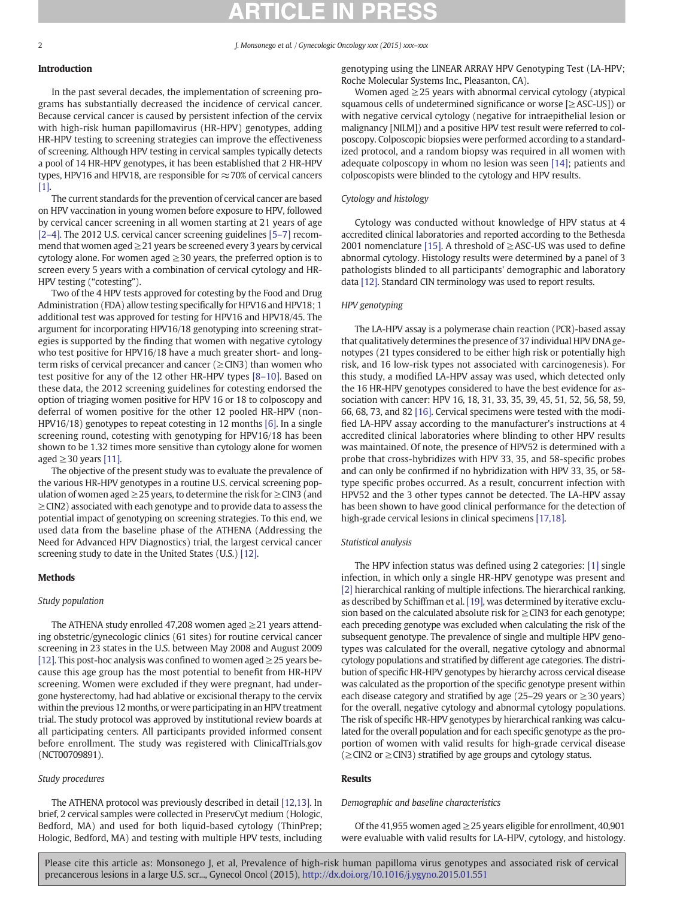## Introduction

In the past several decades, the implementation of screening programs has substantially decreased the incidence of cervical cancer. Because cervical cancer is caused by persistent infection of the cervix with high-risk human papillomavirus (HR-HPV) genotypes, adding HR-HPV testing to screening strategies can improve the effectiveness of screening. Although HPV testing in cervical samples typically detects a pool of 14 HR-HPV genotypes, it has been established that 2 HR-HPV types, HPV16 and HPV18, are responsible for ≈70% of cervical cancers [1].

The current standards for the prevention of cervical cancer are based on HPV vaccination in young women before exposure to HPV, followed by cervical cancer screening in all women starting at 21 years of age [2–4]. The 2012 U.S. cervical cancer screening guidelines [5–7] recommend that women aged ≥21 years be screened every 3 years by cervical cytology alone. For women aged ≥30 years, the preferred option is to screen every 5 years with a combination of cervical cytology and HR-HPV testing ("cotesting").

Two of the 4 HPV tests approved for cotesting by the Food and Drug Administration (FDA) allow testing specifically for HPV16 and HPV18; 1 additional test was approved for testing for HPV16 and HPV18/45. The argument for incorporating HPV16/18 genotyping into screening strategies is supported by the finding that women with negative cytology who test positive for HPV16/18 have a much greater short- and long-term risks of cervical precancer and cancer (≥CIN3) than women who test positive for any of the 12 other HR-HPV types [8–10]. Based on these data, the 2012 screening guidelines for cotesting endorsed the option of triaging women positive for HPV 16 or 18 to colposcopy and deferral of women positive for the other 12 pooled HR-HPV (non-HPV16/18) genotypes to repeat cotesting in 12 months [6]. In a single screening round, cotesting with genotyping for HPV16/18 has been shown to be 1.32 times more sensitive than cytology alone for women aged ≥30 years [11].

The objective of the present study was to evaluate the prevalence of the various HR-HPV genotypes in a routine U.S. cervical screening population of women aged ≥25 years, to determine the risk for ≥CIN3 (and ≥CIN2) associated with each genotype and to provide data to assess the potential impact of genotyping on screening strategies. To this end, we used data from the baseline phase of the ATHENA (Addressing the Need for Advanced HPV Diagnostics) trial, the largest cervical cancer screening study to date in the United States (U.S.) [12].

## Methods

### Study population

The ATHENA study enrolled 47,208 women aged ≥21 years attending obstetric/gynecologic clinics (61 sites) for routine cervical cancer screening in 23 states in the U.S. between May 2008 and August 2009 [12]. This post-hoc analysis was confined to women aged ≥25 years because this age group has the most potential to benefit from HR-HPV screening. Women were excluded if they were pregnant, had undergone hysterectomy, had had ablative or excisional therapy to the cervix within the previous 12 months, or were participating in an HPV treatment trial. The study protocol was approved by institutional review boards at all participating centers. All participants provided informed consent before enrollment. The study was registered with ClinicalTrials.gov (NCT00709891).

### Study procedures

The ATHENA protocol was previously described in detail [12,13]. In brief, 2 cervical samples were collected in PreservCyt medium (Hologic, Bedford, MA) and used for both liquid-based cytology (ThinPrep; Hologic, Bedford, MA) and testing with multiple HPV tests, including genotyping using the LINEAR ARRAY HPV Genotyping Test (LA-HPV; Roche Molecular Systems Inc., Pleasanton, CA).

Women aged ≥25 years with abnormal cervical cytology (atypical squamous cells of undetermined significance or worse [≥ASC-US]) or with negative cervical cytology (negative for intraepithelial lesion or malignancy [NILM]) and a positive HPV test result were referred to colposcopy. Colposcopic biopsies were performed according to a standardized protocol, and a random biopsy was required in all women with adequate colposcopy in whom no lesion was seen [14]; patients and colposcopists were blinded to the cytology and HPV results.

### Cytology and histology

Cytology was conducted without knowledge of HPV status at 4 accredited clinical laboratories and reported according to the Bethesda 2001 nomenclature [15]. A threshold of ≥ASC-US was used to define abnormal cytology. Histology results were determined by a panel of 3 pathologists blinded to all participants' demographic and laboratory data [12]. Standard CIN terminology was used to report results.

### HPV genotyping

The LA-HPV assay is a polymerase chain reaction (PCR)-based assay that qualitatively determines the presence of 37 individual HPV DNA genotypes (21 types considered to be either high risk or potentially high risk, and 16 low-risk types not associated with carcinogenesis). For this study, a modified LA-HPV assay was used, which detected only the 16 HR-HPV genotypes considered to have the best evidence for association with cancer: HPV 16, 18, 31, 33, 35, 39, 45, 51, 52, 56, 58, 59, 66, 68, 73, and 82 [16]. Cervical specimens were tested with the modified LA-HPV assay according to the manufacturer's instructions at 4 accredited clinical laboratories where blinding to other HPV results was maintained. Of note, the presence of HPV52 is determined with a probe that cross-hybridizes with HPV 33, 35, and 58-specific probes and can only be confirmed if no hybridization with HPV 33, 35, or 58-type specific probes occurred. As a result, concurrent infection with HPV52 and the 3 other types cannot be detected. The LA-HPV assay has been shown to have good clinical performance for the detection of high-grade cervical lesions in clinical specimens [17,18].

### Statistical analysis

The HPV infection status was defined using 2 categories: [1] single infection, in which only a single HR-HPV genotype was present and [2] hierarchical ranking of multiple infections. The hierarchical ranking, as described by Schiffman et al. [19], was determined by iterative exclusion based on the calculated absolute risk for ≥CIN3 for each genotype; each preceding genotype was excluded when calculating the risk of the subsequent genotype. The prevalence of single and multiple HPV genotypes was calculated for the overall, negative cytology and abnormal cytology populations and stratified by different age categories. The distribution of specific HR-HPV genotypes by hierarchy across cervical disease was calculated as the proportion of the specific genotype present within each disease category and stratified by age (25–29 years or ≥30 years) for the overall, negative cytology and abnormal cytology populations. The risk of specific HR-HPV genotypes by hierarchical ranking was calculated for the overall population and for each specific genotype as the proportion of women with valid results for high-grade cervical disease (≥CIN2 or ≥CIN3) stratified by age groups and cytology status.

## Results

### Demographic and baseline characteristics

Of the 41,955 women aged ≥25 years eligible for enrollment, 40,901 were evaluable with valid results for LA-HPV, cytology, and histology.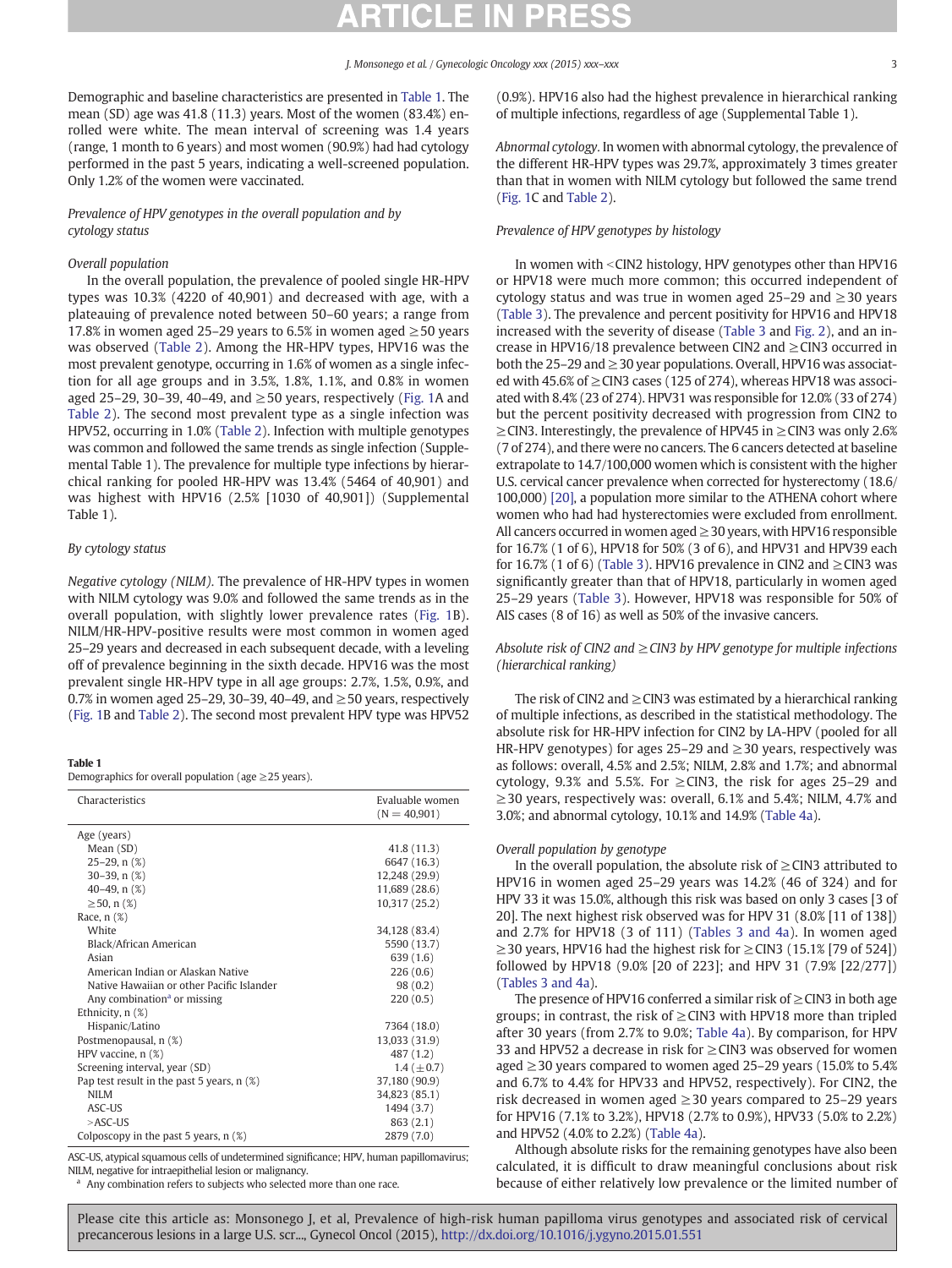Demographic and baseline characteristics are presented in Table 1. The mean (SD) age was 41.8 (11.3) years. Most of the women (83.4%) enrolled were white. The mean interval of screening was 1.4 years (range, 1 month to 6 years) and most women (90.9%) had had cytology performed in the past 5 years, indicating a well-screened population. Only 1.2% of the women were vaccinated.

### *Prevalence of HPV genotypes in the overall population and by cytology status*

#### *Overall population*

In the overall population, the prevalence of pooled single HR-HPV types was 10.3% (4220 of 40,901) and decreased with age, with a plateauing of prevalence noted between 50–60 years; a range from 17.8% in women aged 25–29 to 6.5% in women aged ≥50 years was observed (Table 2). Among the HR-HPV types, HPV16 was the most prevalent genotype, occurring in 1.6% of women as a single infection for all age groups and in 3.5%, 1.8%, 1.1%, and 0.8% in women aged 25–29, 30–39, 40–49, and ≥50 years, respectively (Fig. 1A and Table 2). The second most prevalent type as a single infection was HPV52, occurring in 1.0% (Table 2). Infection with multiple genotypes was common and followed the same trends as single infection (Supplemental Table 1). The prevalence for multiple type infections by hierarchical ranking for pooled HR-HPV was 13.4% (5464 of 40,901) and was highest with HPV16 (2.5% [1030 of 40,901]) (Supplemental Table 1).

#### *By cytology status*

*Negative cytology (NILM)*. The prevalence of HR-HPV types in women with NILM cytology was 9.0% and followed the same trends as in the overall population, with slightly lower prevalence rates (Fig. 1B). NILM/HR-HPV-positive results were most common in women aged 25–29 years and decreased in each subsequent decade, with a leveling off of prevalence beginning in the sixth decade. HPV16 was the most prevalent single HR-HPV type in all age groups: 2.7%, 1.5%, 0.9%, and 0.7% in women aged 25–29, 30–39, 40–49, and ≥50 years, respectively (Fig. 1B and Table 2). The second most prevalent HPV type was HPV52 (0.9%). HPV16 also had the highest prevalence in hierarchical ranking of multiple infections, regardless of age (Supplemental Table 1).

*Abnormal cytology*. In women with abnormal cytology, the prevalence of the different HR-HPV types was 29.7%, approximately 3 times greater than that in women with NILM cytology but followed the same trend (Fig. 1C and Table 2).

**Table 1**
Demographics for overall population (age ≥25 years).

| Characteristics | Evaluable women (N = 40,901) |
|---|---|
| Age (years) | |
| Mean (SD) | 41.8 (11.3) |
| 25–29, n (%) | 6647 (16.3) |
| 30–39, n (%) | 12,248 (29.9) |
| 40–49, n (%) | 11,689 (28.6) |
| ≥50, n (%) | 10,317 (25.2) |
| Race, n (%) | |
| White | 34,128 (83.4) |
| Black/African American | 5590 (13.7) |
| Asian | 639 (1.6) |
| American Indian or Alaskan Native | 226 (0.6) |
| Native Hawaiian or other Pacific Islander | 98 (0.2) |
| Any combination[a] or missing | 220 (0.5) |
| Ethnicity, n (%) | |
| Hispanic/Latino | 7364 (18.0) |
| Postmenopausal, n (%) | 13,033 (31.9) |
| HPV vaccine, n (%) | 487 (1.2) |
| Screening interval, year (SD) | 1.4 (±0.7) |
| Pap test result in the past 5 years, n (%) | 37,180 (90.9) |
| NILM | 34,823 (85.1) |
| ASC-US | 1494 (3.7) |
| >ASC-US | 863 (2.1) |
| Colposcopy in the past 5 years, n (%) | 2879 (7.0) |

ASC-US, atypical squamous cells of undetermined significance; HPV, human papillomavirus; NILM, negative for intraepithelial lesion or malignancy.
[a] Any combination refers to subjects who selected more than one race.

### *Prevalence of HPV genotypes by histology*

In women with <CIN2 histology, HPV genotypes other than HPV16 or HPV18 were much more common; this occurred independent of cytology status and was true in women aged 25–29 and ≥30 years (Table 3). The prevalence and percent positivity for HPV16 and HPV18 increased with the severity of disease (Table 3 and Fig. 2), and an increase in HPV16/18 prevalence between CIN2 and ≥CIN3 occurred in both the 25–29 and ≥30 year populations. Overall, HPV16 was associated with 45.6% of ≥CIN3 cases (125 of 274), whereas HPV18 was associated with 8.4% (23 of 274). HPV31 was responsible for 12.0% (33 of 274) but the percent positivity decreased with progression from CIN2 to ≥CIN3. Interestingly, the prevalence of HPV45 in ≥CIN3 was only 2.6% (7 of 274), and there were no cancers. The 6 cancers detected at baseline extrapolate to 14.7/100,000 women which is consistent with the higher U.S. cervical cancer prevalence when corrected for hysterectomy (18.6/100,000) [20], a population more similar to the ATHENA cohort where women who had had hysterectomies were excluded from enrollment. All cancers occurred in women aged ≥30 years, with HPV16 responsible for 16.7% (1 of 6), HPV18 for 50% (3 of 6), and HPV31 and HPV39 each for 16.7% (1 of 6) (Table 3). HPV16 prevalence in CIN2 and ≥CIN3 was significantly greater than that of HPV18, particularly in women aged 25–29 years (Table 3). However, HPV18 was responsible for 50% of AIS cases (8 of 16) as well as 50% of the invasive cancers.

### *Absolute risk of CIN2 and ≥CIN3 by HPV genotype for multiple infections (hierarchical ranking)*

The risk of CIN2 and ≥CIN3 was estimated by a hierarchical ranking of multiple infections, as described in the statistical methodology. The absolute risk for HR-HPV infection for CIN2 by LA-HPV (pooled for all HR-HPV genotypes) for ages 25–29 and ≥30 years, respectively was as follows: overall, 4.5% and 2.5%; NILM, 2.8% and 1.7%; and abnormal cytology, 9.3% and 5.5%. For ≥CIN3, the risk for ages 25–29 and ≥30 years, respectively was: overall, 6.1% and 5.4%; NILM, 4.7% and 3.0%; and abnormal cytology, 10.1% and 14.9% (Table 4a).

#### *Overall population by genotype*

In the overall population, the absolute risk of ≥CIN3 attributed to HPV16 in women aged 25–29 years was 14.2% (46 of 324) and for HPV 33 it was 15.0%, although this risk was based on only 3 cases [3 of 20]. The next highest risk observed was for HPV 31 (8.0% [11 of 138]) and 2.7% for HPV18 (3 of 111) (Tables 3 and 4a). In women aged ≥30 years, HPV16 had the highest risk for ≥CIN3 (15.1% [79 of 524]) followed by HPV18 (9.0% [20 of 223]; and HPV 31 (7.9% [22/277]) (Tables 3 and 4a).

The presence of HPV16 conferred a similar risk of ≥CIN3 in both age groups; in contrast, the risk of ≥CIN3 with HPV18 more than tripled after 30 years (from 2.7% to 9.0%; Table 4a). By comparison, for HPV 33 and HPV52 a decrease in risk for ≥CIN3 was observed for women aged ≥30 years compared to women aged 25–29 years (15.0% to 5.4% and 6.7% to 4.4% for HPV33 and HPV52, respectively). For CIN2, the risk decreased in women aged ≥30 years compared to 25–29 years for HPV16 (7.1% to 3.2%), HPV18 (2.7% to 0.9%), HPV33 (5.0% to 2.2%) and HPV52 (4.0% to 2.2%) (Table 4a).

Although absolute risks for the remaining genotypes have also been calculated, it is difficult to draw meaningful conclusions about risk because of either relatively low prevalence or the limited number of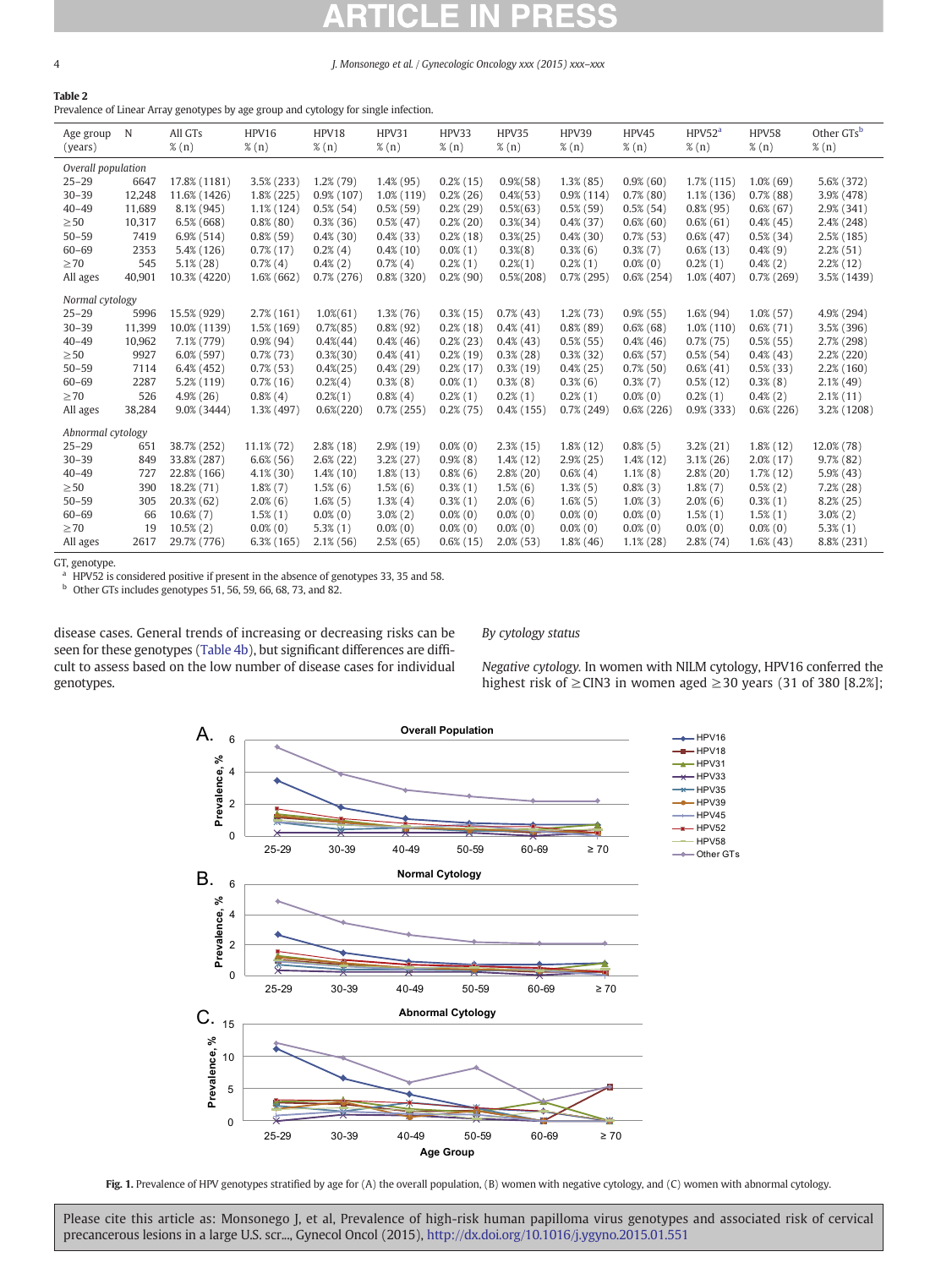**Table 2**
Prevalence of Linear Array genotypes by age group and cytology for single infection.

| Age group (years) | N | All GTs % (n) | HPV16 % (n) | HPV18 % (n) | HPV31 % (n) | HPV33 % (n) | HPV35 % (n) | HPV39 % (n) | HPV45 % (n) | HPV52[a] % (n) | HPV58 % (n) | Other GTs[b] % (n) |
|---|---|---|---|---|---|---|---|---|---|---|---|---|
| *Overall population* | | | | | | | | | | | | |
| 25–29 | 6647 | 17.8% (1181) | 3.5% (233) | 1.2% (79) | 1.4% (95) | 0.2% (15) | 0.9%(58) | 1.3% (85) | 0.9% (60) | 1.7% (115) | 1.0% (69) | 5.6% (372) |
| 30–39 | 12,248 | 11.6% (1426) | 1.8% (225) | 0.9% (107) | 1.0% (119) | 0.2% (26) | 0.4%(53) | 0.9% (114) | 0.7% (80) | 1.1% (136) | 0.7% (88) | 3.9% (478) |
| 40–49 | 11,689 | 8.1% (945) | 1.1% (124) | 0.5% (54) | 0.5% (59) | 0.2% (29) | 0.5%(63) | 0.5% (59) | 0.5% (54) | 0.8% (95) | 0.6% (67) | 2.9% (341) |
| ≥50 | 10,317 | 6.5% (668) | 0.8% (80) | 0.3% (36) | 0.5% (47) | 0.2% (20) | 0.3%(34) | 0.4% (37) | 0.6% (60) | 0.6% (61) | 0.4% (45) | 2.4% (248) |
| 50–59 | 7419 | 6.9% (514) | 0.8% (59) | 0.4% (30) | 0.4% (33) | 0.2% (18) | 0.3%(25) | 0.4% (30) | 0.7% (53) | 0.6% (47) | 0.5% (34) | 2.5% (185) |
| 60–69 | 2353 | 5.4% (126) | 0.7% (17) | 0.2% (4) | 0.4% (10) | 0.0% (1) | 0.3%(8) | 0.3% (6) | 0.3% (7) | 0.6% (13) | 0.4% (9) | 2.2% (51) |
| ≥70 | 545 | 5.1% (28) | 0.7% (4) | 0.4% (2) | 0.7% (4) | 0.2% (1) | 0.2%(1) | 0.2% (1) | 0.0% (0) | 0.2% (1) | 0.4% (2) | 2.2% (12) |
| All ages | 40,901 | 10.3% (4220) | 1.6% (662) | 0.7% (276) | 0.8% (320) | 0.2% (90) | 0.5%(208) | 0.7% (295) | 0.6% (254) | 1.0% (407) | 0.7% (269) | 3.5% (1439) |
| *Normal cytology* | | | | | | | | | | | | |
| 25–29 | 5996 | 15.5% (929) | 2.7% (161) | 1.0%(61) | 1.3% (76) | 0.3% (15) | 0.7% (43) | 1.2% (73) | 0.9% (55) | 1.6% (94) | 1.0% (57) | 4.9% (294) |
| 30–39 | 11,399 | 10.0% (1139) | 1.5% (169) | 0.7%(85) | 0.8% (92) | 0.2% (18) | 0.4% (41) | 0.8% (89) | 0.6% (68) | 1.0% (110) | 0.6% (71) | 3.5% (396) |
| 40–49 | 10,962 | 7.1% (779) | 0.9% (94) | 0.4%(44) | 0.4% (46) | 0.2% (23) | 0.4% (43) | 0.5% (55) | 0.4% (46) | 0.7% (75) | 0.5% (55) | 2.7% (298) |
| ≥50 | 9927 | 6.0% (597) | 0.7% (73) | 0.3%(30) | 0.4% (41) | 0.2% (19) | 0.3% (28) | 0.3% (32) | 0.6% (57) | 0.5% (54) | 0.4% (43) | 2.2% (220) |
| 50–59 | 7114 | 6.4% (452) | 0.7% (53) | 0.4%(25) | 0.4% (29) | 0.2% (17) | 0.3% (19) | 0.4% (25) | 0.7% (50) | 0.6% (41) | 0.5% (33) | 2.2% (160) |
| 60–69 | 2287 | 5.2% (119) | 0.7% (16) | 0.2%(4) | 0.3% (8) | 0.0% (1) | 0.3% (8) | 0.3% (6) | 0.3% (7) | 0.5% (12) | 0.3% (8) | 2.1% (49) |
| ≥70 | 526 | 4.9% (26) | 0.8% (4) | 0.2%(1) | 0.8% (4) | 0.2% (1) | 0.2% (1) | 0.2% (1) | 0.0% (0) | 0.2% (1) | 0.4% (2) | 2.1% (11) |
| All ages | 38,284 | 9.0% (3444) | 1.3% (497) | 0.6%(220) | 0.7% (255) | 0.2% (75) | 0.4% (155) | 0.7% (249) | 0.6% (226) | 0.9% (333) | 0.6% (226) | 3.2% (1208) |
| *Abnormal cytology* | | | | | | | | | | | | |
| 25–29 | 651 | 38.7% (252) | 11.1% (72) | 2.8% (18) | 2.9% (19) | 0.0% (0) | 2.3% (15) | 1.8% (12) | 0.8% (5) | 3.2% (21) | 1.8% (12) | 12.0% (78) |
| 30–39 | 849 | 33.8% (287) | 6.6% (56) | 2.6% (22) | 3.2% (27) | 0.9% (8) | 1.4% (12) | 2.9% (25) | 1.4% (12) | 3.1% (26) | 2.0% (17) | 9.7% (82) |
| 40–49 | 727 | 22.8% (166) | 4.1% (30) | 1.4% (10) | 1.8% (13) | 0.8% (6) | 2.8% (20) | 0.6% (4) | 1.1% (8) | 2.8% (20) | 1.7% (12) | 5.9% (43) |
| ≥50 | 390 | 18.2% (71) | 1.8% (7) | 1.5% (6) | 1.5% (6) | 0.3% (1) | 1.5% (6) | 1.3% (5) | 0.8% (3) | 1.8% (7) | 0.5% (2) | 7.2% (28) |
| 50–59 | 305 | 20.3% (62) | 2.0% (6) | 1.6% (5) | 1.3% (4) | 0.3% (1) | 2.0% (6) | 1.6% (5) | 1.0% (3) | 2.0% (6) | 0.3% (1) | 8.2% (25) |
| 60–69 | 66 | 10.6% (7) | 1.5% (1) | 0.0% (0) | 3.0% (2) | 0.0% (0) | 0.0% (0) | 0.0% (0) | 0.0% (0) | 1.5% (1) | 1.5% (1) | 3.0% (2) |
| ≥70 | 19 | 10.5% (2) | 0.0% (0) | 5.3% (1) | 0.0% (0) | 0.0% (0) | 0.0% (0) | 0.0% (0) | 0.0% (0) | 0.0% (0) | 0.0% (0) | 5.3% (1) |
| All ages | 2617 | 29.7% (776) | 6.3% (165) | 2.1% (56) | 2.5% (65) | 0.6% (15) | 2.0% (53) | 1.8% (46) | 1.1% (28) | 2.8% (74) | 1.6% (43) | 8.8% (231) |

GT, genotype.
[a] HPV52 is considered positive if present in the absence of genotypes 33, 35 and 58.
[b] Other GTs includes genotypes 51, 56, 59, 66, 68, 73, and 82.

disease cases. General trends of increasing or decreasing risks can be seen for these genotypes (Table 4b), but significant differences are difficult to assess based on the low number of disease cases for individual genotypes.

*By cytology status*

*Negative cytology.* In women with NILM cytology, HPV16 conferred the highest risk of ≥CIN3 in women aged ≥30 years (31 of 380 [8.2%];

**Fig. 1.** Prevalence of HPV genotypes stratified by age for (A) the overall population, (B) women with negative cytology, and (C) women with abnormal cytology.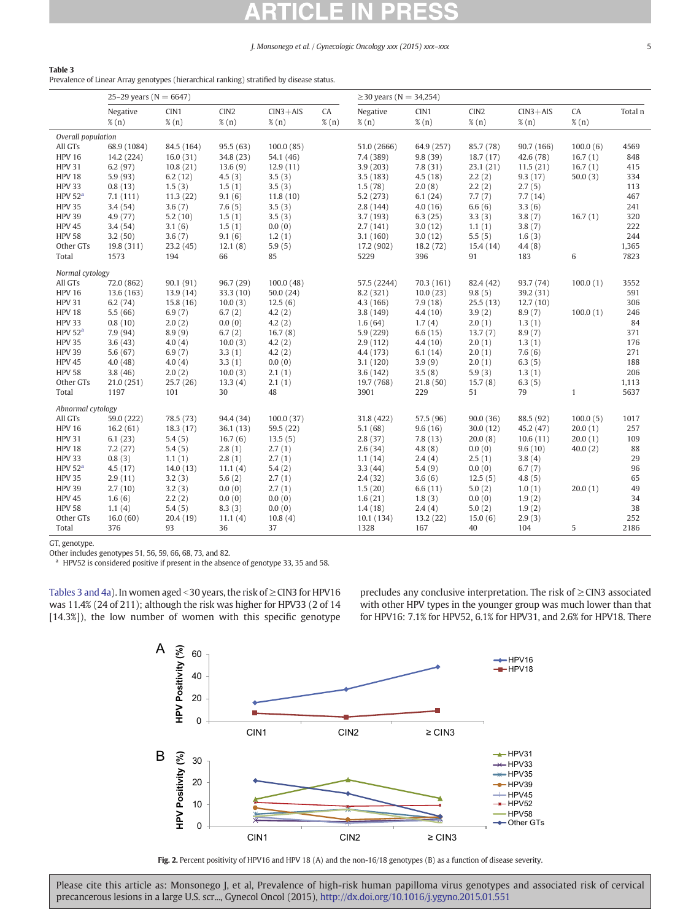**Table 3**
Prevalence of Linear Array genotypes (hierarchical ranking) stratified by disease status.

| | 25–29 years (N = 6647) | | | | | ≥30 years (N = 34,254) | | | | | |
|---|---|---|---|---|---|---|---|---|---|---|---|
| | Negative % (n) | CIN1 % (n) | CIN2 % (n) | CIN3+AIS % (n) | CA % (n) | Negative % (n) | CIN1 % (n) | CIN2 % (n) | CIN3+AIS % (n) | CA % (n) | Total n |
| *Overall population* | | | | | | | | | | | |
| All GTs | 68.9 (1084) | 84.5 (164) | 95.5 (63) | 100.0 (85) | | 51.0 (2666) | 64.9 (257) | 85.7 (78) | 90.7 (166) | 100.0 (6) | 4569 |
| HPV 16 | 14.2 (224) | 16.0 (31) | 34.8 (23) | 54.1 (46) | | 7.4 (389) | 9.8 (39) | 18.7 (17) | 42.6 (78) | 16.7 (1) | 848 |
| HPV 31 | 6.2 (97) | 10.8 (21) | 13.6 (9) | 12.9 (11) | | 3.9 (203) | 7.8 (31) | 23.1 (21) | 11.5 (21) | 16.7 (1) | 415 |
| HPV 18 | 5.9 (93) | 6.2 (12) | 4.5 (3) | 3.5 (3) | | 3.5 (183) | 4.5 (18) | 2.2 (2) | 9.3 (17) | 50.0 (3) | 334 |
| HPV 33 | 0.8 (13) | 1.5 (3) | 1.5 (1) | 3.5 (3) | | 1.5 (78) | 2.0 (8) | 2.2 (2) | 2.7 (5) | | 113 |
| HPV 52[a] | 7.1 (111) | 11.3 (22) | 9.1 (6) | 11.8 (10) | | 5.2 (273) | 6.1 (24) | 7.7 (7) | 7.7 (14) | | 467 |
| HPV 35 | 3.4 (54) | 3.6 (7) | 7.6 (5) | 3.5 (3) | | 2.8 (144) | 4.0 (16) | 6.6 (6) | 3.3 (6) | | 241 |
| HPV 39 | 4.9 (77) | 5.2 (10) | 1.5 (1) | 3.5 (3) | | 3.7 (193) | 6.3 (25) | 3.3 (3) | 3.8 (7) | 16.7 (1) | 320 |
| HPV 45 | 3.4 (54) | 3.1 (6) | 1.5 (1) | 0.0 (0) | | 2.7 (141) | 3.0 (12) | 1.1 (1) | 3.8 (7) | | 222 |
| HPV 58 | 3.2 (50) | 3.6 (7) | 9.1 (6) | 1.2 (1) | | 3.1 (160) | 3.0 (12) | 5.5 (5) | 1.6 (3) | | 244 |
| Other GTs | 19.8 (311) | 23.2 (45) | 12.1 (8) | 5.9 (5) | | 17.2 (902) | 18.2 (72) | 15.4 (14) | 4.4 (8) | | 1,365 |
| Total | 1573 | 194 | 66 | 85 | | 5229 | 396 | 91 | 183 | 6 | 7823 |
| *Normal cytology* | | | | | | | | | | | |
| All GTs | 72.0 (862) | 90.1 (91) | 96.7 (29) | 100.0 (48) | | 57.5 (2244) | 70.3 (161) | 82.4 (42) | 93.7 (74) | 100.0 (1) | 3552 |
| HPV 16 | 13.6 (163) | 13.9 (14) | 33.3 (10) | 50.0 (24) | | 8.2 (321) | 10.0 (23) | 9.8 (5) | 39.2 (31) | | 591 |
| HPV 31 | 6.2 (74) | 15.8 (16) | 10.0 (3) | 12.5 (6) | | 4.3 (166) | 7.9 (18) | 25.5 (13) | 12.7 (10) | | 306 |
| HPV 18 | 5.5 (66) | 6.9 (7) | 6.7 (2) | 4.2 (2) | | 3.8 (149) | 4.4 (10) | 3.9 (2) | 8.9 (7) | 100.0 (1) | 246 |
| HPV 33 | 0.8 (10) | 2.0 (2) | 0.0 (0) | 4.2 (2) | | 1.6 (64) | 1.7 (4) | 2.0 (1) | 1.3 (1) | | 84 |
| HPV 52[a] | 7.9 (94) | 8.9 (9) | 6.7 (2) | 16.7 (8) | | 5.9 (229) | 6.6 (15) | 13.7 (7) | 8.9 (7) | | 371 |
| HPV 35 | 3.6 (43) | 4.0 (4) | 10.0 (3) | 4.2 (2) | | 2.9 (112) | 4.4 (10) | 2.0 (1) | 1.3 (1) | | 176 |
| HPV 39 | 5.6 (67) | 6.9 (7) | 3.3 (1) | 4.2 (2) | | 4.4 (173) | 6.1 (14) | 2.0 (1) | 7.6 (6) | | 271 |
| HPV 45 | 4.0 (48) | 4.0 (4) | 3.3 (1) | 0.0 (0) | | 3.1 (120) | 3.9 (9) | 2.0 (1) | 6.3 (5) | | 188 |
| HPV 58 | 3.8 (46) | 2.0 (2) | 10.0 (3) | 2.1 (1) | | 3.6 (142) | 3.5 (8) | 5.9 (3) | 1.3 (1) | | 206 |
| Other GTs | 21.0 (251) | 25.7 (26) | 13.3 (4) | 2.1 (1) | | 19.7 (768) | 21.8 (50) | 15.7 (8) | 6.3 (5) | | 1,113 |
| Total | 1197 | 101 | 30 | 48 | | 3901 | 229 | 51 | 79 | 1 | 5637 |
| *Abnormal cytology* | | | | | | | | | | | |
| All GTs | 59.0 (222) | 78.5 (73) | 94.4 (34) | 100.0 (37) | | 31.8 (422) | 57.5 (96) | 90.0 (36) | 88.5 (92) | 100.0 (5) | 1017 |
| HPV 16 | 16.2 (61) | 18.3 (17) | 36.1 (13) | 59.5 (22) | | 5.1 (68) | 9.6 (16) | 30.0 (12) | 45.2 (47) | 20.0 (1) | 257 |
| HPV 31 | 6.1 (23) | 5.4 (5) | 16.7 (6) | 13.5 (5) | | 2.8 (37) | 7.8 (13) | 20.0 (8) | 10.6 (11) | 20.0 (1) | 109 |
| HPV 18 | 7.2 (27) | 5.4 (5) | 2.8 (1) | 2.7 (1) | | 2.6 (34) | 4.8 (8) | 0.0 (0) | 9.6 (10) | 40.0 (2) | 88 |
| HPV 33 | 0.8 (3) | 1.1 (1) | 2.8 (1) | 2.7 (1) | | 1.1 (14) | 2.4 (4) | 2.5 (1) | 3.8 (4) | | 29 |
| HPV 52[a] | 4.5 (17) | 14.0 (13) | 11.1 (4) | 5.4 (2) | | 3.3 (44) | 5.4 (9) | 0.0 (0) | 6.7 (7) | | 96 |
| HPV 35 | 2.9 (11) | 3.2 (3) | 5.6 (2) | 2.7 (1) | | 2.4 (32) | 3.6 (6) | 12.5 (5) | 4.8 (5) | | 65 |
| HPV 39 | 2.7 (10) | 3.2 (3) | 0.0 (0) | 2.7 (1) | | 1.5 (20) | 6.6 (11) | 5.0 (2) | 1.0 (1) | 20.0 (1) | 49 |
| HPV 45 | 1.6 (6) | 2.2 (2) | 0.0 (0) | 0.0 (0) | | 1.6 (21) | 1.8 (3) | 0.0 (0) | 1.9 (2) | | 34 |
| HPV 58 | 1.1 (4) | 5.4 (5) | 8.3 (3) | 0.0 (0) | | 1.4 (18) | 2.4 (4) | 5.0 (2) | 1.9 (2) | | 38 |
| Other GTs | 16.0 (60) | 20.4 (19) | 11.1 (4) | 10.8 (4) | | 10.1 (134) | 13.2 (22) | 15.0 (6) | 2.9 (3) | | 252 |
| Total | 376 | 93 | 36 | 37 | | 1328 | 167 | 40 | 104 | 5 | 2186 |

GT, genotype.
Other includes genotypes 51, 56, 59, 66, 68, 73, and 82.
[a] HPV52 is considered positive if present in the absence of genotype 33, 35 and 58.

Tables 3 and 4a). In women aged <30 years, the risk of ≥CIN3 for HPV16 was 11.4% (24 of 211); although the risk was higher for HPV33 (2 of 14 [14.3%]), the low number of women with this specific genotype precludes any conclusive interpretation. The risk of ≥CIN3 associated with other HPV types in the younger group was much lower than that for HPV16: 7.1% for HPV52, 6.1% for HPV31, and 2.6% for HPV18. There

**Fig. 2.** Percent positivity of HPV16 and HPV 18 (A) and the non-16/18 genotypes (B) as a function of disease severity.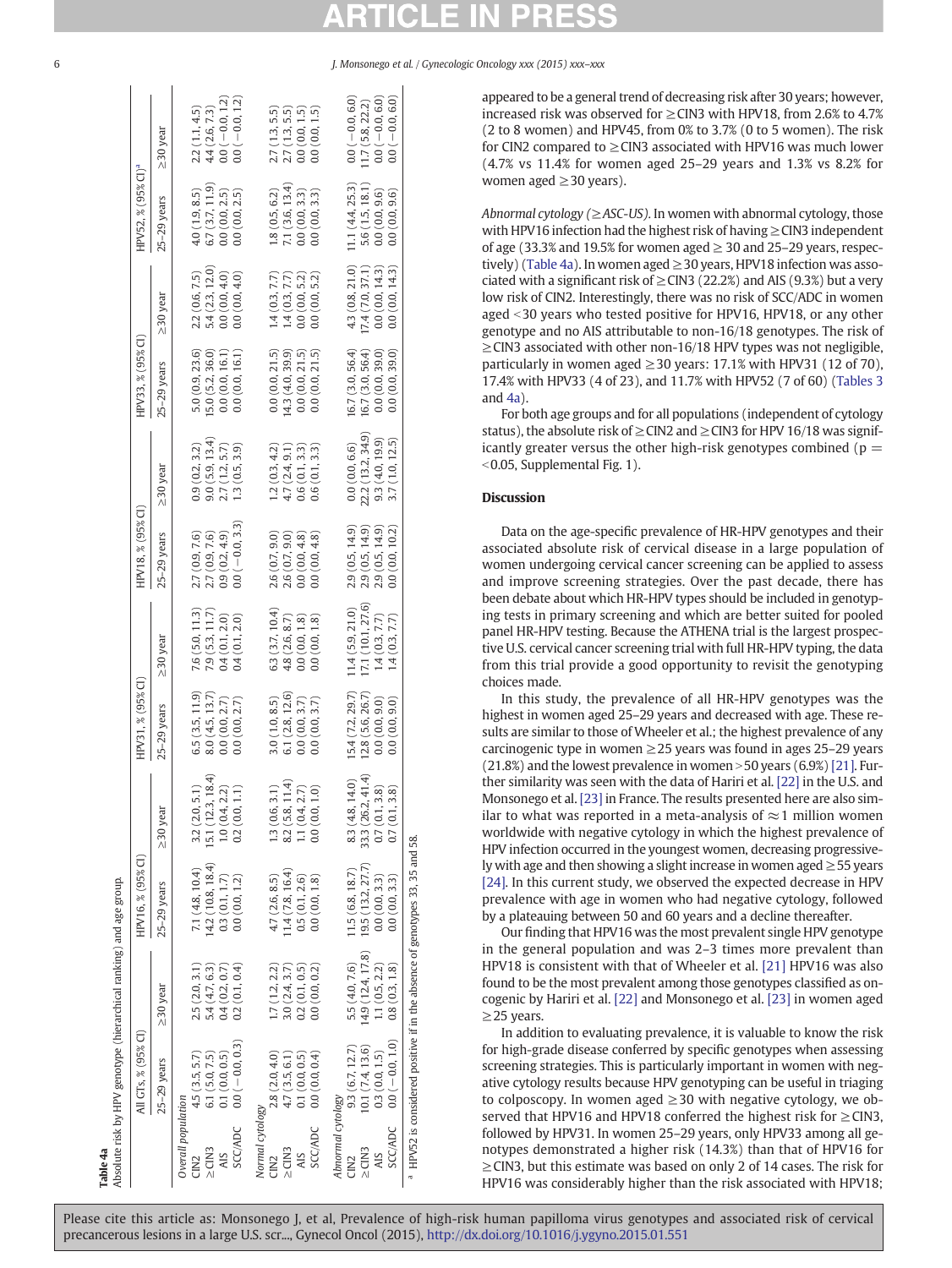**Table 4a**
Absolute risk by HPV genotype (hierarchical ranking) and age group.

| | All GTs, % (95% CI) | | HPV16, % (95% CI) | | HPV31, % (95% CI) | | HPV18, % (95% CI) | | HPV33, % (95% CI) | | HPV52, % (95% CI)[a] | |
|---|---|---|---|---|---|---|---|---|---|---|---|---|
| | 25–29 years | ≥30 year | 25–29 years | ≥30 year | 25–29 years | ≥30 year | 25–29 years | ≥30 year | 25–29 years | ≥30 year | 25–29 years | ≥30 year |
| *Overall population* | | | | | | | | | | | | |
| CIN2 | 4.5 (3.5, 5.7) | 2.5 (2.0, 3.1) | 7.1 (4.8, 10.4) | 3.2 (2.0, 5.1) | 6.5 (3.5, 11.9) | 7.6 (5.0, 11.3) | 2.7 (0.9, 7.6) | 0.9 (0.2, 3.2) | 5.0 (0.9, 23.6) | 2.2 (0.6, 7.5) | 4.0 (1.9, 8.5) | 2.2 (1.1, 4.5) |
| ≥CIN3 | 6.1 (5.0, 7.5) | 5.4 (4.7, 6.3) | 14.2 (10.8, 18.4) | 15.1 (12.3, 18.4) | 8.0 (4.5, 13.7) | 7.9 (5.3, 11.7) | 2.7 (0.9, 7.6) | 9.0 (5.9, 13.4) | 15.0 (5.2, 36.0) | 5.4 (2.3, 12.0) | 6.7 (3.7, 11.9) | 4.4 (2.6, 7.3) |
| AIS | 0.1 (0.0, 0.5) | 0.4 (0.2, 0.7) | 0.3 (0.1, 1.7) | 1.0 (0.4, 2.2) | 0.0 (0.0, 2.7) | 0.4 (0.1, 2.0) | 0.9 (0.2, 4.9) | 2.7 (1.2, 5.7) | 0.0 (0.0, 16.1) | 0.0 (0.0, 4.0) | 0.0 (0.0, 2.5) | 0.0 (−0.0, 1.2) |
| SCC/ADC | 0.0 (−0.0, 0.3) | 0.2 (0.1, 0.4) | 0.0 (0.0, 1.2) | 0.2 (0.0, 1.1) | 0.0 (0.0, 2.7) | 0.4 (0.1, 2.0) | 0.0 (−0.0, 3.3) | 1.3 (0.5, 3.9) | 0.0 (0.0, 16.1) | 0.0 (0.0, 4.0) | 0.0 (0.0, 2.5) | 0.0 (−0.0, 1.2) |
| *Normal cytology* | | | | | | | | | | | | |
| CIN2 | 2.8 (2.0, 4.0) | 1.7 (1.2, 2.2) | 4.7 (2.6, 8.5) | 1.3 (0.6, 3.1) | 3.0 (1.0, 8.5) | 6.3 (3.7, 10.4) | 2.6 (0.7, 9.0) | 1.2 (0.3, 4.2) | 0.0 (0.0, 21.5) | 1.4 (0.3, 7.7) | 1.8 (0.5, 6.2) | 2.7 (1.3, 5.5) |
| ≥CIN3 | 4.7 (3.5, 6.1) | 3.0 (2.4, 3.7) | 11.4 (7.8, 16.4) | 8.2 (5.8, 11.4) | 6.1 (2.8, 12.6) | 4.8 (2.6, 8.7) | 2.6 (0.7, 9.0) | 4.7 (2.4, 9.1) | 14.3 (4.0, 39.9) | 1.4 (0.3, 7.7) | 7.1 (3.6, 13.4) | 2.7 (1.3, 5.5) |
| AIS | 0.1 (0.0, 0.5) | 0.2 (0.1, 0.5) | 0.5 (0.1, 2.6) | 1.1 (0.4, 2.7) | 0.0 (0.0, 3.7) | 0.0 (0.0, 1.8) | 0.0 (0.0, 4.8) | 0.6 (0.1, 3.3) | 0.0 (0.0, 21.5) | 0.0 (0.0, 5.2) | 0.0 (0.0, 3.3) | 0.0 (0.0, 1.5) |
| SCC/ADC | 0.0 (0.0, 0.4) | 0.0 (0.0, 0.2) | 0.0 (0.0, 1.8) | 0.0 (0.0, 1.0) | 0.0 (0.0, 3.7) | 0.0 (0.0, 1.8) | 0.0 (0.0, 4.8) | 0.6 (0.1, 3.3) | 0.0 (0.0, 21.5) | 0.0 (0.0, 5.2) | 0.0 (0.0, 3.3) | 0.0 (0.0, 1.5) |
| *Abnormal cytology* | | | | | | | | | | | | |
| CIN2 | 9.3 (6.7, 12.7) | 5.5 (4.0, 7.6) | 11.5 (6.8, 18.7) | 8.3 (4.8, 14.0) | 15.4 (7.2, 29.7) | 11.4 (5.9, 21.0) | 2.9 (0.5, 14.9) | 0.0 (0.0, 6.6) | 16.7 (3.0, 56.4) | 4.3 (0.8, 21.0) | 11.1 (4.4, 25.3) | 0.0 (−0.0, 6.0) |
| ≥CIN3 | 10.1 (7.4, 13.6) | 14.9 (12.4, 17.8) | 19.5 (13.2, 27.7) | 33.3 (26.2, 41.4) | 12.8 (5.6, 26.7) | 17.1 (10.1, 27.6) | 2.9 (0.5, 14.9) | 22.2 (13.2, 34.9) | 16.7 (3.0, 56.4) | 17.4 (7.0, 37.1) | 5.6 (1.5, 18.1) | 11.7 (5.8, 22.2) |
| AIS | 0.3 (0.0, 1.5) | 1.1 (0.5, 2.2) | 0.0 (0.0, 3.3) | 0.7 (0.1, 3.8) | 0.0 (0.0, 9.0) | 1.4 (0.3, 7.7) | 2.9 (0.5, 14.9) | 9.3 (4.0, 19.9) | 0.0 (0.0, 39.0) | 0.0 (0.0, 14.3) | 0.0 (0.0, 9.6) | 0.0 (−0.0, 6.0) |
| SCC/ADC | 0.0 (−0.0, 1.0) | 0.8 (0.3, 1.8) | 0.0 (0.0, 3.3) | 0.7 (0.1, 3.8) | 0.0 (0.0, 9.0) | 1.4 (0.3, 7.7) | 0.0 (0.0, 10.2) | 3.7 (1.0, 12.5) | 0.0 (0.0, 39.0) | 0.0 (0.0, 14.3) | 0.0 (0.0, 9.6) | 0.0 (−0.0, 6.0) |

[a] HPV52 is considered positive if in the absence of genotypes 33, 35 and 58.

appeared to be a general trend of decreasing risk after 30 years; however, increased risk was observed for ≥CIN3 with HPV18, from 2.6% to 4.7% (2 to 8 women) and HPV45, from 0% to 3.7% (0 to 5 women). The risk for CIN2 compared to ≥CIN3 associated with HPV16 was much lower (4.7% vs 11.4% for women aged 25–29 years and 1.3% vs 8.2% for women aged ≥30 years).

*Abnormal cytology (≥ASC-US).* In women with abnormal cytology, those with HPV16 infection had the highest risk of having ≥CIN3 independent of age (33.3% and 19.5% for women aged ≥30 and 25–29 years, respectively) (Table 4a). In women aged ≥30 years, HPV18 infection was associated with a significant risk of ≥CIN3 (22.2%) and AIS (9.3%) but a very low risk of CIN2. Interestingly, there was no risk of SCC/ADC in women aged <30 years who tested positive for HPV16, HPV18, or any other genotype and no AIS attributable to non-16/18 genotypes. The risk of ≥CIN3 associated with other non-16/18 HPV types was not negligible, particularly in women aged ≥30 years: 17.1% with HPV31 (12 of 70), 17.4% with HPV33 (4 of 23), and 11.7% with HPV52 (7 of 60) (Tables 3 and 4a).

For both age groups and for all populations (independent of cytology status), the absolute risk of ≥CIN2 and ≥CIN3 for HPV 16/18 was significantly greater versus the other high-risk genotypes combined ($p = <0.05$, Supplemental Fig. 1).

## Discussion

Data on the age-specific prevalence of HR-HPV genotypes and their associated absolute risk of cervical disease in a large population of women undergoing cervical cancer screening can be applied to assess and improve screening strategies. Over the past decade, there has been debate about which HR-HPV types should be included in genotyping tests in primary screening and which are better suited for pooled panel HR-HPV testing. Because the ATHENA trial is the largest prospective U.S. cervical cancer screening trial with full HR-HPV typing, the data from this trial provide a good opportunity to revisit the genotyping choices made.

In this study, the prevalence of all HR-HPV genotypes was the highest in women aged 25–29 years and decreased with age. These results are similar to those of Wheeler et al.; the highest prevalence of any carcinogenic type in women ≥25 years was found in ages 25–29 years (21.8%) and the lowest prevalence in women >50 years (6.9%) [21]. Further similarity was seen with the data of Hariri et al. [22] in the U.S. and Monsonego et al. [23] in France. The results presented here are also similar to what was reported in a meta-analysis of ≈1 million women worldwide with negative cytology in which the highest prevalence of HPV infection occurred in the youngest women, decreasing progressively with age and then showing a slight increase in women aged ≥55 years [24]. In this current study, we observed the expected decrease in HPV prevalence with age in women who had negative cytology, followed by a plateauing between 50 and 60 years and a decline thereafter.

Our finding that HPV16 was the most prevalent single HPV genotype in the general population and was 2–3 times more prevalent than HPV18 is consistent with that of Wheeler et al. [21] HPV16 was also found to be the most prevalent among those genotypes classified as oncogenic by Hariri et al. [22] and Monsonego et al. [23] in women aged ≥25 years.

In addition to evaluating prevalence, it is valuable to know the risk for high-grade disease conferred by specific genotypes when assessing screening strategies. This is particularly important in women with negative cytology results because HPV genotyping can be useful in triaging to colposcopy. In women aged ≥30 with negative cytology, we observed that HPV16 and HPV18 conferred the highest risk for ≥CIN3, followed by HPV31. In women 25–29 years, only HPV33 among all genotypes demonstrated a higher risk (14.3%) than that of HPV16 for ≥CIN3, but this estimate was based on only 2 of 14 cases. The risk for HPV16 was considerably higher than the risk associated with HPV18;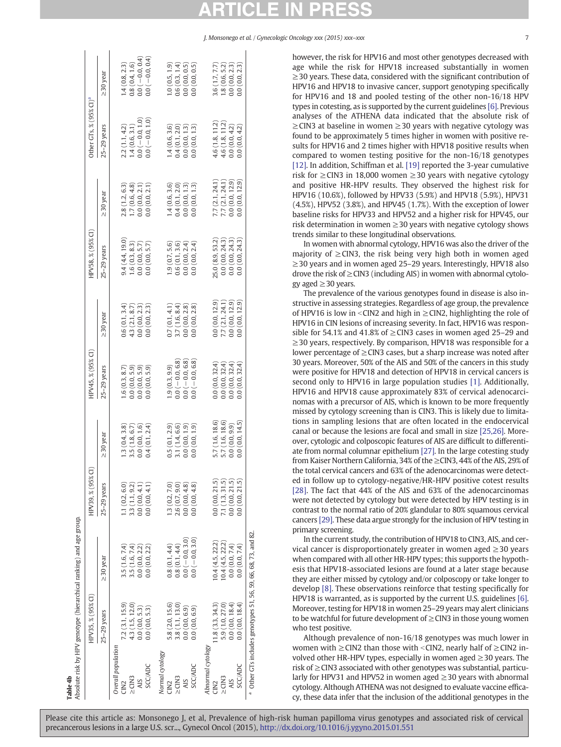**Table 4b**
Absolute risk by HPV genotype (hierarchical ranking) and age group.

| | HPV35, % (95% CI) | | HPV39, % (95% CI) | | HPV45, % (95% CI) | | HPV58, % (95% CI) | | Other GTs, % (95% CI)[a] | |
|---|---|---|---|---|---|---|---|---|---|---|
| | 25–29 years | ≥30 year | 25–29 years | ≥30 year | 25–29 years | ≥30 year | 25–29 years | ≥30 year | 25–29 years | ≥30 year |
| *Overall population* | | | | | | | | | | |
| CIN2 | 7.2 (3.1, 15.9) | 3.5 (1.6, 7.4) | 1.1 (0.2, 6.0) | 1.3 (0.4, 3.8) | 1.6 (0.3, 8.7) | 0.6 (0.1, 3.4) | 9.4 (4.4, 19.0) | 2.8 (1.2, 6.3) | 2.2 (1.1, 4.2) | 1.4 (0.8, 2.3) |
| ≥CIN3 | 4.3 (1.5, 12.0) | 3.5 (1.6, 7.4) | 3.3 (1.1, 9.2) | 3.5 (1.8, 6.7) | 0.0 (0.0, 5.9) | 4.3 (2.1, 8.7) | 1.6 (0.3, 8.3) | 1.7 (0.6, 4.8) | 1.4 (0.6, 3.1) | 0.8 (0.4, 1.6) |
| AIS | 0.0 (0.0, 5.3) | 0.0 (0.0, 2.2) | 0.0 (0.0, 4.1) | 0.0 (0.0, 1.6) | 0.0 (0.0, 5.9) | 0.0 (0.0, 2.3) | 0.0 (0.0, 5.7) | 0.0 (0.0, 2.1) | 0.0 (−0.0, 1.0) | 0.0 (−0.0, 0.4) |
| SCC/ADC | 0.0 (0.0, 5.3) | 0.0 (0.0, 2.2) | 0.0 (0.0, 4.1) | 0.4 (0.1, 2.4) | 0.0 (0.0, 5.9) | 0.0 (0.0, 2.3) | 0.0 (0.0, 5.7) | 0.0 (0.0, 2.1) | 0.0 (−0.0, 1.0) | 0.0 (−0.0, 0.4) |
| *Normal cytology* | | | | | | | | | | |
| CIN2 | 5.8 (2.0, 15.6) | 0.8 (0.1, 4.4) | 1.3 (0.2, 7.0) | 0.5 (0.1, 2.9) | 1.9 (0.3, 9.9) | 0.7 (0.1, 4.1) | 1.9 (0.7, 5.6) | 1.4 (0.6, 3.6) | 1.4 (0.6, 3.6) | 1.0 (0.5, 1.9) |
| ≥CIN3 | 3.8 (1.1, 13.0) | 0.8 (0.1, 4.4) | 2.6 (0.7, 9.0) | 3.1 (1.4, 6.6) | 0.0 (−0.0, 6.8) | 3.7 (1.6, 8.4) | 0.6 (0.1, 3.6) | 0.4 (0.1, 2.0) | 0.4 (0.1, 2.0) | 0.6 (0.3, 1.4) |
| AIS | 0.0 (0.0, 6.9) | 0.0 (−0.0, 3.0) | 0.0 (0.0, 4.8) | 0.0 (0.0, 1.9) | 0.0 (−0.0, 6.8) | 0.0 (0.0, 2.8) | 0.0 (0.0, 2.4) | 0.0 (0.0, 1.3) | 0.0 (0.0, 1.3) | 0.0 (0.0, 0.5) |
| SCC/ADC | 0.0 (0.0, 6.9) | 0.0 (−0.0, 3.0) | 0.0 (0.0, 4.8) | 0.0 (0.0, 1.9) | 0.0 (−0.0, 6.8) | 0.0 (0.0, 2.8) | 0.0 (0.0, 2.4) | 0.0 (0.0, 1.3) | 0.0 (0.0, 1.3) | 0.0 (0.0, 0.5) |
| *Abnormal cytology* | | | | | | | | | | |
| CIN2 | 11.8 (3.3, 34.3) | 10.4 (4.5, 22.2) | 0.0 (0.0, 21.5) | 5.7 (1.6, 18.6) | 0.0 (0.0, 32.4) | 0.0 (0.0, 12.9) | 25.0 (8.9, 53.2) | 7.7 (2.1, 24.1) | 4.6 (1.8, 11.2) | 3.6 (1.7, 7.7) |
| ≥CIN3 | 5.9 (1.0, 27.0) | 10.4 (4.5, 22.2) | 7.1 (1.3, 31.5) | 5.7 (1.6, 18.6) | 0.0 (0.0, 32.4) | 7.7 (2.1, 24.1) | 0.0 (0.0, 24.3) | 7.7 (2.1, 24.1) | 4.6 (1.8, 11.2) | 1.8 (0.6, 5.2) |
| AIS | 0.0 (0.0, 18.4) | 0.0 (0.0, 7.4) | 0.0 (0.0, 21.5) | 0.0 (0.0, 9.9) | 0.0 (0.0, 32.4) | 0.0 (0.0, 12.9) | 0.0 (0.0, 24.3) | 0.0 (0.0, 12.9) | 0.0 (0.0, 4.2) | 0.0 (0.0, 2.3) |
| SCC/ADC | 0.0 (0.0, 18.4) | 0.0 (0.0, 7.4) | 0.0 (0.0, 21.5) | 0.0 (0.0, 14.5) | 0.0 (0.0, 32.4) | 0.0 (0.0, 12.9) | 0.0 (0.0, 24.3) | 0.0 (0.0, 12.9) | 0.0 (0.0, 4.2) | 0.0 (0.0, 2.3) |

[a] Other GTs includes genotypes 51, 56, 59, 66, 68, 73, and 82.

however, the risk for HPV16 and most other genotypes decreased with age while the risk for HPV18 increased substantially in women ≥30 years. These data, considered with the significant contribution of HPV16 and HPV18 to invasive cancer, support genotyping specifically for HPV16 and 18 and pooled testing of the other non-16/18 HPV types in cotesting, as is supported by the current guidelines [6]. Previous analyses of the ATHENA data indicated that the absolute risk of ≥CIN3 at baseline in women ≥30 years with negative cytology was found to be approximately 5 times higher in women with positive results for HPV16 and 2 times higher with HPV18 positive results when compared to women testing positive for the non-16/18 genotypes [12]. In addition, Schiffman et al. [19] reported the 3-year cumulative risk for ≥CIN3 in 18,000 women ≥30 years with negative cytology and positive HR-HPV results. They observed the highest risk for HPV16 (10.6%), followed by HPV33 (5.9%) and HPV18 (5.9%), HPV31 (4.5%), HPV52 (3.8%), and HPV45 (1.7%). With the exception of lower baseline risks for HPV33 and HPV52 and a higher risk for HPV45, our risk determination in women ≥30 years with negative cytology shows trends similar to these longitudinal observations.

In women with abnormal cytology, HPV16 was also the driver of the majority of ≥CIN3, the risk being very high both in women aged ≥30 years and in women aged 25–29 years. Interestingly, HPV18 also drove the risk of ≥CIN3 (including AIS) in women with abnormal cytology aged ≥30 years.

The prevalence of the various genotypes found in disease is also instructive in assessing strategies. Regardless of age group, the prevalence of HPV16 is low in <CIN2 and high in ≥CIN2, highlighting the role of HPV16 in CIN lesions of increasing severity. In fact, HPV16 was responsible for 54.1% and 41.8% of ≥CIN3 cases in women aged 25–29 and ≥30 years, respectively. By comparison, HPV18 was responsible for a lower percentage of ≥CIN3 cases, but a sharp increase was noted after 30 years. Moreover, 50% of the AIS and 50% of the cancers in this study were positive for HPV18 and detection of HPV18 in cervical cancers is second only to HPV16 in large population studies [1]. Additionally, HPV16 and HPV18 cause approximately 83% of cervical adenocarcinomas with a precursor of AIS, which is known to be more frequently missed by cytology screening than is CIN3. This is likely due to limitations in sampling lesions that are often located in the endocervical canal or because the lesions are focal and small in size [25,26]. Moreover, cytologic and colposcopic features of AIS are difficult to differentiate from normal columnar epithelium [27]. In the large cotesting study from Kaiser Northern California, 34% of the ≥CIN3, 44% of the AIS, 29% of the total cervical cancers and 63% of the adenocarcinomas were detected in follow up to cytology-negative/HR-HPV positive cotest results [28]. The fact that 44% of the AIS and 63% of the adenocarcinomas were not detected by cytology but were detected by HPV testing is in contrast to the normal ratio of 20% glandular to 80% squamous cervical cancers [29]. These data argue strongly for the inclusion of HPV testing in primary screening.

In the current study, the contribution of HPV18 to CIN3, AIS, and cervical cancer is disproportionately greater in women aged ≥30 years when compared with all other HR-HPV types; this supports the hypothesis that HPV18-associated lesions are found at a later stage because they are either missed by cytology and/or colposcopy or take longer to develop [8]. These observations reinforce that testing specifically for HPV18 is warranted, as is supported by the current U.S. guidelines [6]. Moreover, testing for HPV18 in women 25–29 years may alert clinicians to be watchful for future development of ≥CIN3 in those young women who test positive.

Although prevalence of non-16/18 genotypes was much lower in women with ≥CIN2 than those with <CIN2, nearly half of ≥CIN2 involved other HR-HPV types, especially in women aged ≥30 years. The risk of ≥CIN3 associated with other genotypes was substantial, particularly for HPV31 and HPV52 in women aged ≥30 years with abnormal cytology. Although ATHENA was not designed to evaluate vaccine efficacy, these data infer that the inclusion of the additional genotypes in the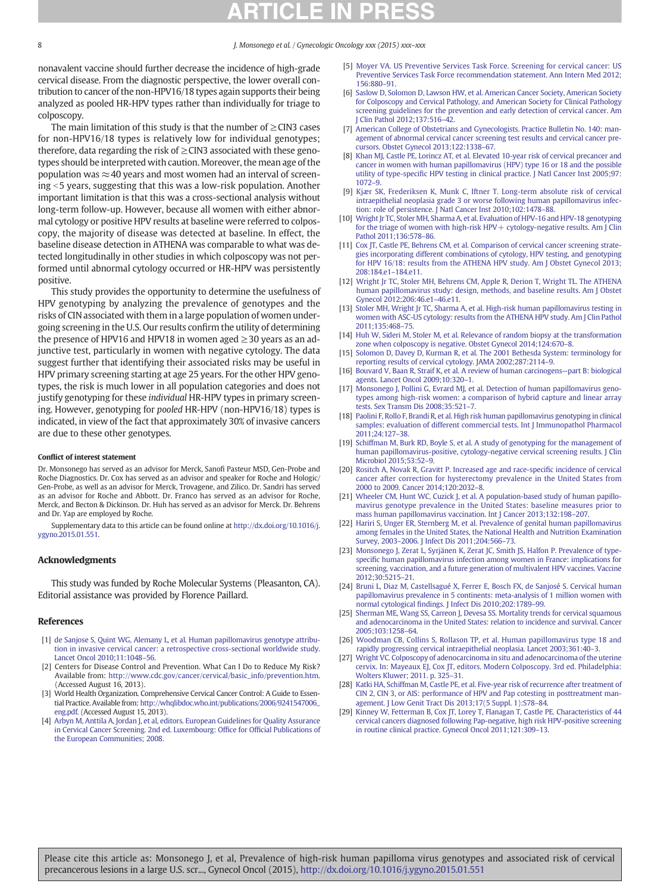nonavalent vaccine should further decrease the incidence of high-grade cervical disease. From the diagnostic perspective, the lower overall contribution to cancer of the non-HPV16/18 types again supports their being analyzed as pooled HR-HPV types rather than individually for triage to colposcopy.

The main limitation of this study is that the number of ≥CIN3 cases for non-HPV16/18 types is relatively low for individual genotypes; therefore, data regarding the risk of ≥CIN3 associated with these genotypes should be interpreted with caution. Moreover, the mean age of the population was ≈40 years and most women had an interval of screening <5 years, suggesting that this was a low-risk population. Another important limitation is that this was a cross-sectional analysis without long-term follow-up. However, because all women with either abnormal cytology or positive HPV results at baseline were referred to colposcopy, the majority of disease was detected at baseline. In effect, the baseline disease detection in ATHENA was comparable to what was detected longitudinally in other studies in which colposcopy was not performed until abnormal cytology occurred or HR-HPV was persistently positive.

This study provides the opportunity to determine the usefulness of HPV genotyping by analyzing the prevalence of genotypes and the risks of CIN associated with them in a large population of women undergoing screening in the U.S. Our results confirm the utility of determining the presence of HPV16 and HPV18 in women aged ≥30 years as an adjunctive test, particularly in women with negative cytology. The data suggest further that identifying their associated risks may be useful in HPV primary screening starting at age 25 years. For the other HPV genotypes, the risk is much lower in all population categories and does not justify genotyping for these *individual* HR-HPV types in primary screening. However, genotyping for *pooled* HR-HPV (non-HPV16/18) types is indicated, in view of the fact that approximately 30% of invasive cancers are due to these other genotypes.

#### Conflict of interest statement

Dr. Monsonego has served as an advisor for Merck, Sanofi Pasteur MSD, Gen-Probe and Roche Diagnostics. Dr. Cox has served as an advisor and speaker for Roche and Hologic/Gen-Probe, as well as an advisor for Merck, Trovagene, and Zilico. Dr. Sandri has served as an advisor for Roche and Abbott. Dr. Franco has served as an advisor for Roche, Merck, and Becton & Dickinson. Dr. Huh has served as an advisor for Merck. Dr. Behrens and Dr. Yap are employed by Roche.

Supplementary data to this article can be found online at http://dx.doi.org/10.1016/j.ygyno.2015.01.551.

## Acknowledgments

This study was funded by Roche Molecular Systems (Pleasanton, CA). Editorial assistance was provided by Florence Paillard.

## References

[1] de Sanjose S, Quint WG, Alemany L, et al. Human papillomavirus genotype attribution in invasive cervical cancer: a retrospective cross-sectional worldwide study. Lancet Oncol 2010;11:1048–56.

[2] Centers for Disease Control and Prevention. What Can I Do to Reduce My Risk? Available from: http://www.cdc.gov/cancer/cervical/basic_info/prevention.htm. (Accessed August 16, 2013).

[3] World Health Organization. Comprehensive Cervical Cancer Control: A Guide to Essential Practice. Available from: http://whqlibdoc.who.int/publications/2006/9241547006_eng.pdf. (Accessed August 15, 2013).

[4] Arbyn M, Anttila A, Jordan J, et al, editors. European Guidelines for Quality Assurance in Cervical Cancer Screening. 2nd ed. Luxembourg: Office for Official Publications of the European Communities; 2008.

[5] Moyer VA. US Preventive Services Task Force. Screening for cervical cancer: US Preventive Services Task Force recommendation statement. Ann Intern Med 2012; 156:880–91.

[6] Saslow D, Solomon D, Lawson HW, et al. American Cancer Society, American Society for Colposcopy and Cervical Pathology, and American Society for Clinical Pathology screening guidelines for the prevention and early detection of cervical cancer. Am J Clin Pathol 2012;137:516–42.

[7] American College of Obstetrians and Gynecologists. Practice Bulletin No. 140: management of abnormal cervical cancer screening test results and cervical cancer precursors. Obstet Gynecol 2013;122:1338–67.

[8] Khan MJ, Castle PE, Lorincz AT, et al. Elevated 10-year risk of cervical precancer and cancer in women with human papillomavirus (HPV) type 16 or 18 and the possible utility of type-specific HPV testing in clinical practice. J Natl Cancer Inst 2005;97: 1072–9.

[9] Kjær SK, Frederiksen K, Munk C, Iftner T. Long-term absolute risk of cervical intraepithelial neoplasia grade 3 or worse following human papillomavirus infection: role of persistence. J Natl Cancer Inst 2010;102:1478–88.

[10] Wright Jr TC, Stoler MH, Sharma A, et al. Evaluation of HPV-16 and HPV-18 genotyping for the triage of women with high-risk HPV+ cytology-negative results. Am J Clin Pathol 2011;136:578–86.

[11] Cox JT, Castle PE, Behrens CM, et al. Comparison of cervical cancer screening strategies incorporating different combinations of cytology, HPV testing, and genotyping for HPV 16/18: results from the ATHENA HPV study. Am J Obstet Gynecol 2013; 208:184.e1–184.e11.

[12] Wright Jr TC, Stoler MH, Behrens CM, Apple R, Derion T, Wright TL. The ATHENA human papillomavirus study: design, methods, and baseline results. Am J Obstet Gynecol 2012;206:46.e1–46.e11.

[13] Stoler MH, Wright Jr TC, Sharma A, et al. High-risk human papillomavirus testing in women with ASC-US cytology: results from the ATHENA HPV study. Am J Clin Pathol 2011;135:468–75.

[14] Huh W, Sideri M, Stoler M, et al. Relevance of random biopsy at the transformation zone when colposcopy is negative. Obstet Gynecol 2014;124:670–8.

[15] Solomon D, Davey D, Kurman R, et al. The 2001 Bethesda System: terminology for reporting results of cervical cytology. JAMA 2002;287:2114–9.

[16] Bouvard V, Baan R, Straif K, et al. A review of human carcinogens—part B: biological agents. Lancet Oncol 2009;10:320–1.

[17] Monsonego J, Pollini G, Evrard MJ, et al. Detection of human papillomavirus genotypes among high-risk women: a comparison of hybrid capture and linear array tests. Sex Transm Dis 2008;35:521–7.

[18] Paolini F, Rollo F, Brandi R, et al. High risk human papillomavirus genotyping in clinical samples: evaluation of different commercial tests. Int J Immunopathol Pharmacol 2011;24:127–38.

[19] Schiffman M, Burk RD, Boyle S, et al. A study of genotyping for the management of human papillomavirus-positive, cytology-negative cervical screening results. J Clin Microbiol 2015;53:52–9.

[20] Rositch A, Novak R, Gravitt P. Increased age and race-specific incidence of cervical cancer after correction for hysterectomy prevalence in the United States from 2000 to 2009. Cancer 2014;120:2032–8.

[21] Wheeler CM, Hunt WC, Cuzick J, et al. A population-based study of human papillomavirus genotype prevalence in the United States: baseline measures prior to mass human papillomavirus vaccination. Int J Cancer 2013;132:198–207.

[22] Hariri S, Unger ER, Sternberg M, et al. Prevalence of genital human papillomavirus among females in the United States, the National Health and Nutrition Examination Survey, 2003–2006. J Infect Dis 2011;204:566–73.

[23] Monsonego J, Zerat L, Syrjänen K, Zerat JC, Smith JS, Halfon P. Prevalence of type-specific human papillomavirus infection among women in France: implications for screening, vaccination, and a future generation of multivalent HPV vaccines. Vaccine 2012;30:5215–21.

[24] Bruni L, Diaz M, Castellsagué X, Ferrer E, Bosch FX, de Sanjosé S. Cervical human papillomavirus prevalence in 5 continents: meta-analysis of 1 million women with normal cytological findings. J Infect Dis 2010;202:1789–99.

[25] Sherman ME, Wang SS, Carreon J, Devesa SS. Mortality trends for cervical squamous and adenocarcinoma in the United States: relation to incidence and survival. Cancer 2005;103:1258–64.

[26] Woodman CB, Collins S, Rollason TP, et al. Human papillomavirus type 18 and rapidly progressing cervical intraepithelial neoplasia. Lancet 2003;361:40–3.

[27] Wright VC. Colposcopy of adenocarcinoma in situ and adenocarcinoma of the uterine cervix. In: Mayeaux EJ, Cox JT, editors. Modern Colposcopy. 3rd ed. Philadelphia: Wolters Kluwer; 2011. p. 325–31.

[28] Katki HA, Schiffman M, Castle PE, et al. Five-year risk of recurrence after treatment of CIN 2, CIN 3, or AIS: performance of HPV and Pap cotesting in posttreatment management. J Low Genit Tract Dis 2013;17(5 Suppl. 1):S78–84.

[29] Kinney W, Fetterman B, Cox JT, Lorey T, Flanagan T, Castle PE. Characteristics of 44 cervical cancers diagnosed following Pap-negative, high risk HPV-positive screening in routine clinical practice. Gynecol Oncol 2011;121:309–13.